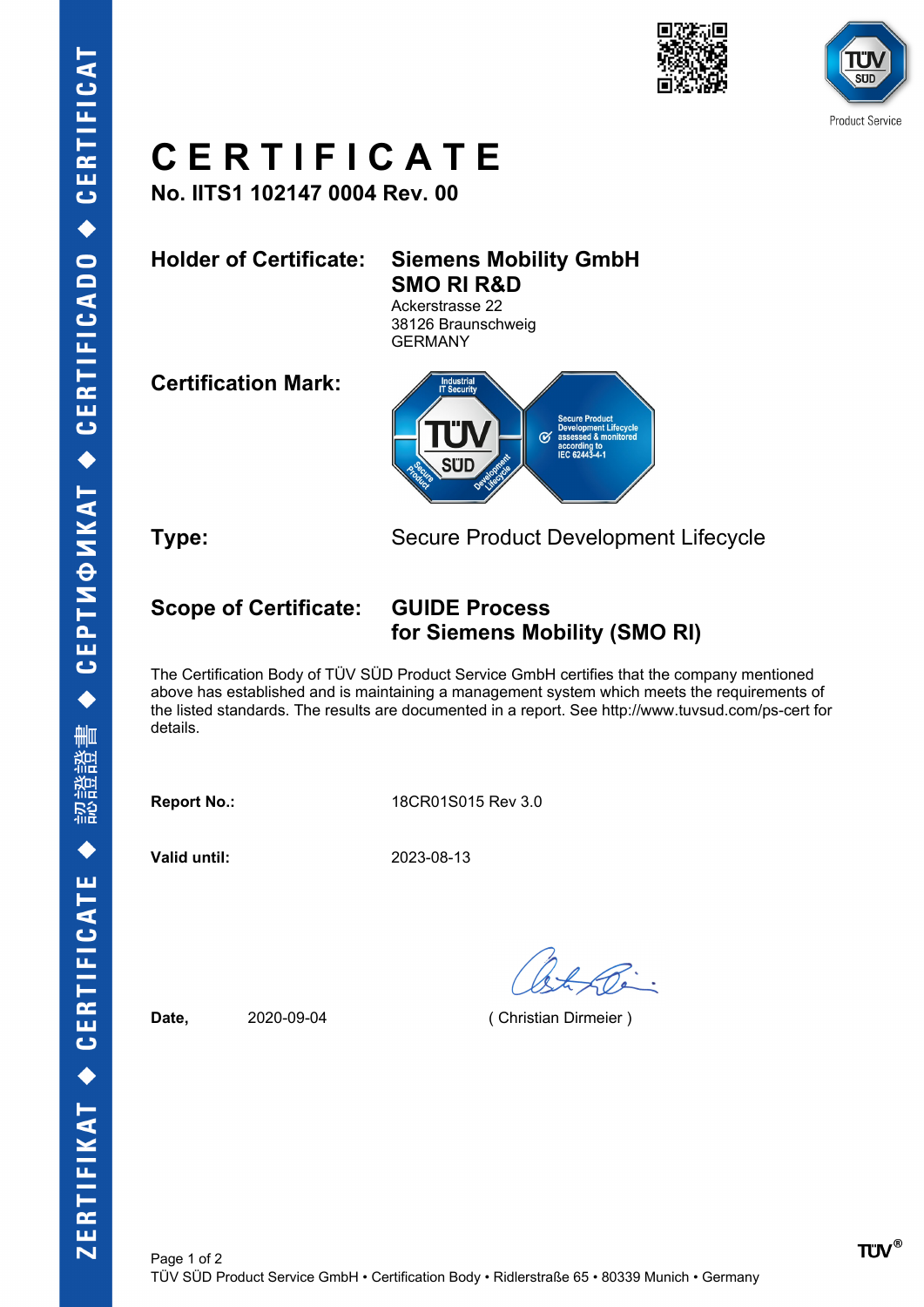# CERTIFICATE

**No. IITS1 102147 0004 Rev. 00**

**Holder of Certificate:** **Siemens Mobility GmbH**
**SMO RI R&D**
Ackerstrasse 22
38126 Braunschweig
GERMANY

**Certification Mark:**

**Type:** Secure Product Development Lifecycle

**Scope of Certificate:** **GUIDE Process**
**for Siemens Mobility (SMO RI)**

The Certification Body of TÜV SÜD Product Service GmbH certifies that the company mentioned above has established and is maintaining a management system which meets the requirements of the listed standards. The results are documented in a report. See http://www.tuvsud.com/ps-cert for details.

**Report No.:** 18CR01S015 Rev 3.0

**Valid until:** 2023-08-13

**Date,** 2020-09-04 ( Christian Dirmeier )

TÜV SÜD Product Service GmbH • Certification Body • Ridlerstraße 65 • 80339 Munich • Germany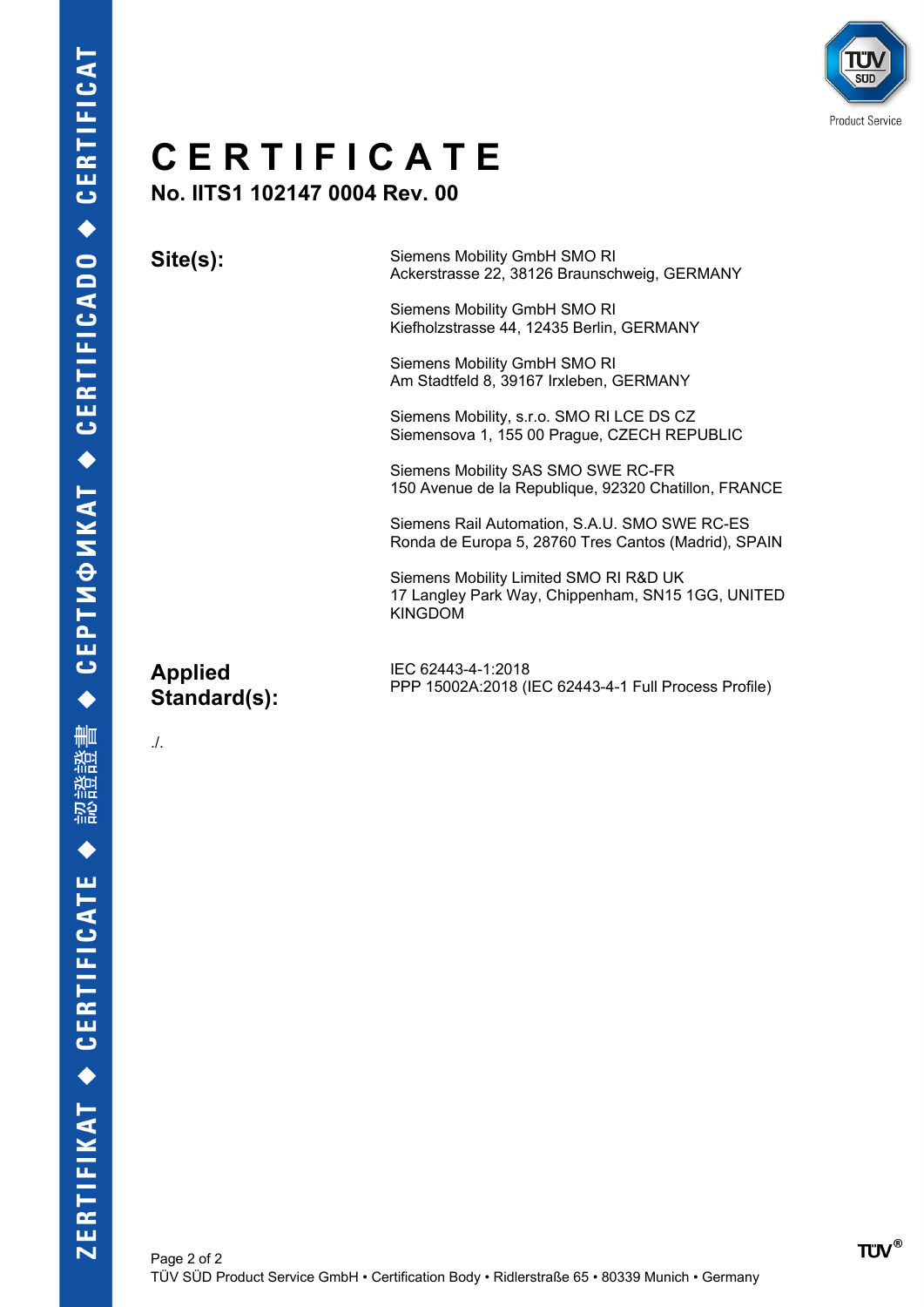# CERTIFICATE

**No. IITS1 102147 0004 Rev. 00**

| | |
|---|---|
| **Site(s):** | Siemens Mobility GmbH SMO RI<br>Ackerstrasse 22, 38126 Braunschweig, GERMANY<br><br>Siemens Mobility GmbH SMO RI<br>Kiefholzstrasse 44, 12435 Berlin, GERMANY<br><br>Siemens Mobility GmbH SMO RI<br>Am Stadtfeld 8, 39167 Irxleben, GERMANY<br><br>Siemens Mobility, s.r.o. SMO RI LCE DS CZ<br>Siemensova 1, 155 00 Prague, CZECH REPUBLIC<br><br>Siemens Mobility SAS SMO SWE RC-FR<br>150 Avenue de la Republique, 92320 Chatillon, FRANCE<br><br>Siemens Rail Automation, S.A.U. SMO SWE RC-ES<br>Ronda de Europa 5, 28760 Tres Cantos (Madrid), SPAIN<br><br>Siemens Mobility Limited SMO RI R&D UK<br>17 Langley Park Way, Chippenham, SN15 1GG, UNITED KINGDOM |
| **Applied Standard(s):** | IEC 62443-4-1:2018<br>PPP 15002A:2018 (IEC 62443-4-1 Full Process Profile) |

./.

TÜV SÜD Product Service GmbH • Certification Body • Ridlerstraße 65 • 80339 Munich • Germany